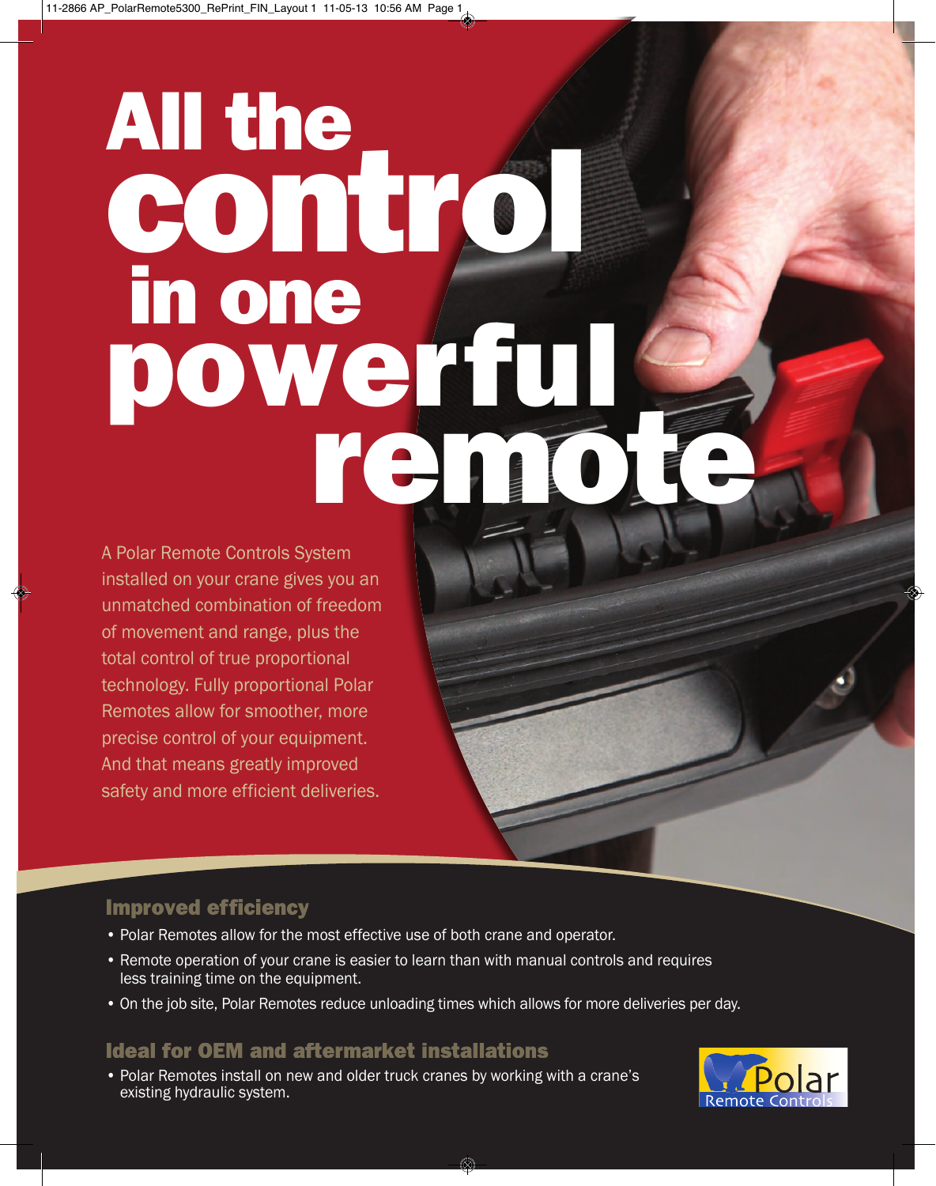# All the control in one powerful remote

A Polar Remote Controls System installed on your crane gives you an unmatched combination of freedom of movement and range, plus the total control of true proportional technology. Fully proportional Polar Remotes allow for smoother, more precise control of your equipment. And that means greatly improved safety and more efficient deliveries.

## Improved efficiency

- Polar Remotes allow for the most effective use of both crane and operator.
- Remote operation of your crane is easier to learn than with manual controls and requires less training time on the equipment.
- On the job site, Polar Remotes reduce unloading times which allows for more deliveries per day.

## Ideal for OEM and aftermarket installations

- Polar Remotes install on new and older truck cranes by working with a crane's existing hydraulic system.

Polar Remote Controls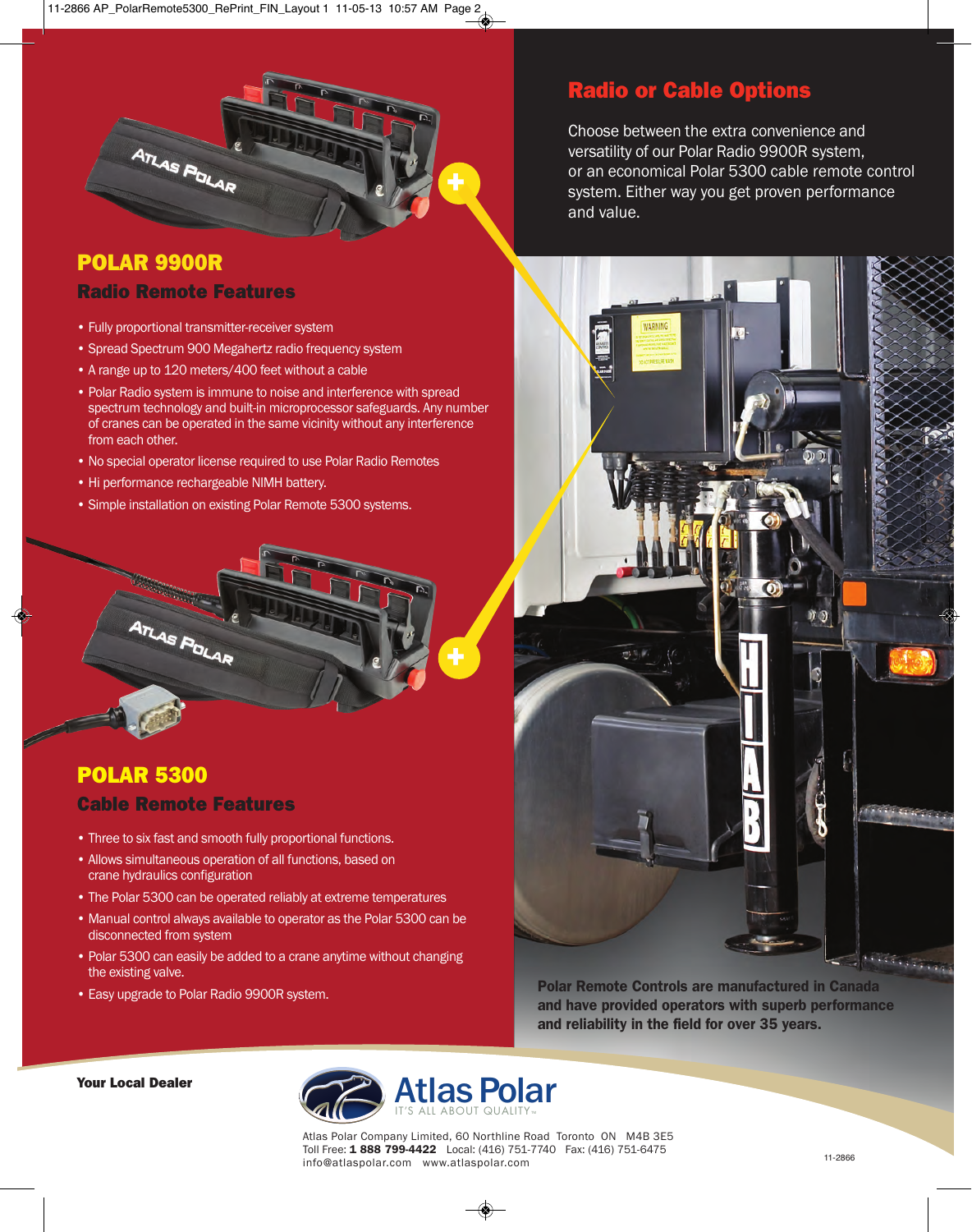## POLAR 9900R

### Radio Remote Features

- Fully proportional transmitter-receiver system
- Spread Spectrum 900 Megahertz radio frequency system
- A range up to 120 meters/400 feet without a cable
- Polar Radio system is immune to noise and interference with spread spectrum technology and built-in microprocessor safeguards. Any number of cranes can be operated in the same vicinity without any interference from each other.
- No special operator license required to use Polar Radio Remotes
- Hi performance rechargeable NIMH battery.
- Simple installation on existing Polar Remote 5300 systems.

## POLAR 5300

### Cable Remote Features

- Three to six fast and smooth fully proportional functions.
- Allows simultaneous operation of all functions, based on crane hydraulics configuration
- The Polar 5300 can be operated reliably at extreme temperatures
- Manual control always available to operator as the Polar 5300 can be disconnected from system
- Polar 5300 can easily be added to a crane anytime without changing the existing valve.
- Easy upgrade to Polar Radio 9900R system.

## Radio or Cable Options

Choose between the extra convenience and versatility of our Polar Radio 9900R system, or an economical Polar 5300 cable remote control system. Either way you get proven performance and value.

**Polar Remote Controls are manufactured in Canada and have provided operators with superb performance and reliability in the field for over 35 years.**

**Your Local Dealer**

Atlas Polar
IT'S ALL ABOUT QUALITY™

Atlas Polar Company Limited, 60 Northline Road Toronto ON M4B 3E5
Toll Free: **1 888 799-4422** Local: (416) 751-7740 Fax: (416) 751-6475
info@atlaspolar.com www.atlaspolar.com

11-2866